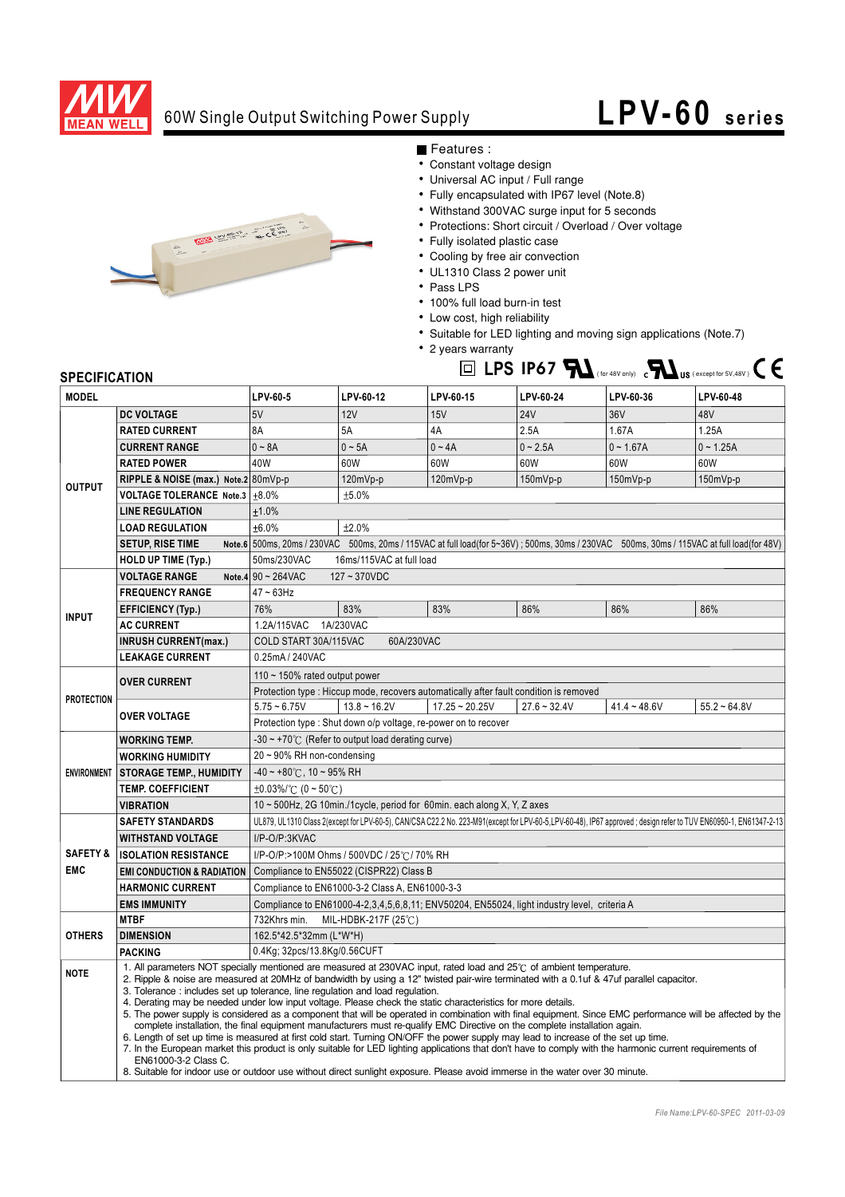# 60W Single Output Switching Power Supply

# LPV-60 series

## ■ Features :

- Constant voltage design
- Universal AC input / Full range
- Fully encapsulated with IP67 level (Note.8)
- Withstand 300VAC surge input for 5 seconds
- Protections: Short circuit / Overload / Over voltage
- Fully isolated plastic case
- Cooling by free air convection
- UL1310 Class 2 power unit
- Pass LPS
- 100% full load burn-in test
- Low cost, high reliability
- Suitable for LED lighting and moving sign applications (Note.7)
- 2 years warranty

LPS IP67 (for 48V only) (except for 5V,48V) CE

## SPECIFICATION

| MODEL | | LPV-60-5 | LPV-60-12 | LPV-60-15 | LPV-60-24 | LPV-60-36 | LPV-60-48 |
|---|---|---|---|---|---|---|---|
| OUTPUT | DC VOLTAGE | 5V | 12V | 15V | 24V | 36V | 48V |
| | RATED CURRENT | 8A | 5A | 4A | 2.5A | 1.67A | 1.25A |
| | CURRENT RANGE | 0 ~ 8A | 0 ~ 5A | 0 ~ 4A | 0 ~ 2.5A | 0 ~ 1.67A | 0 ~ 1.25A |
| | RATED POWER | 40W | 60W | 60W | 60W | 60W | 60W |
| | RIPPLE & NOISE (max.) Note.2 | 80mVp-p | 120mVp-p | 120mVp-p | 150mVp-p | 150mVp-p | 150mVp-p |
| | VOLTAGE TOLERANCE Note.3 | ±8.0% | ±5.0% | | | | |
| | LINE REGULATION | ±1.0% | | | | | |
| | LOAD REGULATION | ±6.0% | ±2.0% | | | | |
| | SETUP, RISE TIME Note.6 | 500ms, 20ms / 230VAC 500ms, 20ms / 115VAC at full load(for 5~36V) ; 500ms, 30ms / 230VAC 500ms, 30ms / 115VAC at full load(for 48V) | | | | | |
| | HOLD UP TIME (Typ.) | 50ms/230VAC 16ms/115VAC at full load | | | | | |
| INPUT | VOLTAGE RANGE Note.4 | 90 ~ 264VAC 127 ~ 370VDC | | | | | |
| | FREQUENCY RANGE | 47 ~ 63Hz | | | | | |
| | EFFICIENCY (Typ.) | 76% | 83% | 83% | 86% | 86% | 86% |
| | AC CURRENT | 1.2A/115VAC 1A/230VAC | | | | | |
| | INRUSH CURRENT(max.) | COLD START 30A/115VAC 60A/230VAC | | | | | |
| | LEAKAGE CURRENT | 0.25mA / 240VAC | | | | | |
| PROTECTION | OVER CURRENT | 110 ~ 150% rated output power | | | | | |
| | | Protection type : Hiccup mode, recovers automatically after fault condition is removed | | | | | |
| | OVER VOLTAGE | 5.75 ~ 6.75V | 13.8 ~ 16.2V | 17.25 ~ 20.25V | 27.6 ~ 32.4V | 41.4 ~ 48.6V | 55.2 ~ 64.8V |
| | | Protection type : Shut down o/p voltage, re-power on to recover | | | | | |
| ENVIRONMENT | WORKING TEMP. | -30 ~ +70℃ (Refer to output load derating curve) | | | | | |
| | WORKING HUMIDITY | 20 ~ 90% RH non-condensing | | | | | |
| | STORAGE TEMP., HUMIDITY | -40 ~ +80℃, 10 ~ 95% RH | | | | | |
| | TEMP. COEFFICIENT | ±0.03%/℃ (0 ~ 50℃) | | | | | |
| | VIBRATION | 10 ~ 500Hz, 2G 10min./1cycle, period for 60min. each along X, Y, Z axes | | | | | |
| SAFETY & EMC | SAFETY STANDARDS | UL879, UL1310 Class 2(except for LPV-60-5), CAN/CSA C22.2 No. 223-M91(except for LPV-60-5,LPV-60-48), IP67 approved ; design refer to TUV EN60950-1, EN61347-2-13 | | | | | |
| | WITHSTAND VOLTAGE | I/P-O/P:3KVAC | | | | | |
| | ISOLATION RESISTANCE | I/P-O/P:>100M Ohms / 500VDC / 25℃/ 70% RH | | | | | |
| | EMI CONDUCTION & RADIATION | Compliance to EN55022 (CISPR22) Class B | | | | | |
| | HARMONIC CURRENT | Compliance to EN61000-3-2 Class A, EN61000-3-3 | | | | | |
| | EMS IMMUNITY | Compliance to EN61000-4-2,3,4,5,6,8,11; ENV50204, EN55024, light industry level, criteria A | | | | | |
| OTHERS | MTBF | 732Khrs min. MIL-HDBK-217F (25℃) | | | | | |
| | DIMENSION | 162.5*42.5*32mm (L*W*H) | | | | | |
| | PACKING | 0.4Kg; 32pcs/13.8Kg/0.56CUFT | | | | | |

**NOTE**

1. All parameters NOT specially mentioned are measured at 230VAC input, rated load and 25℃ of ambient temperature.
2. Ripple & noise are measured at 20MHz of bandwidth by using a 12" twisted pair-wire terminated with a 0.1uf & 47uf parallel capacitor.
3. Tolerance : includes set up tolerance, line regulation and load regulation.
4. Derating may be needed under low input voltage. Please check the static characteristics for more details.
5. The power supply is considered as a component that will be operated in combination with final equipment. Since EMC performance will be affected by the complete installation, the final equipment manufacturers must re-qualify EMC Directive on the complete installation again.
6. Length of set up time is measured at first cold start. Turning ON/OFF the power supply may lead to increase of the set up time.
7. In the European market this product is only suitable for LED lighting applications that don't have to comply with the harmonic current requirements of EN61000-3-2 Class C.
8. Suitable for indoor use or outdoor use without direct sunlight exposure. Please avoid immerse in the water over 30 minute.

File Name:LPV-60-SPEC 2011-03-09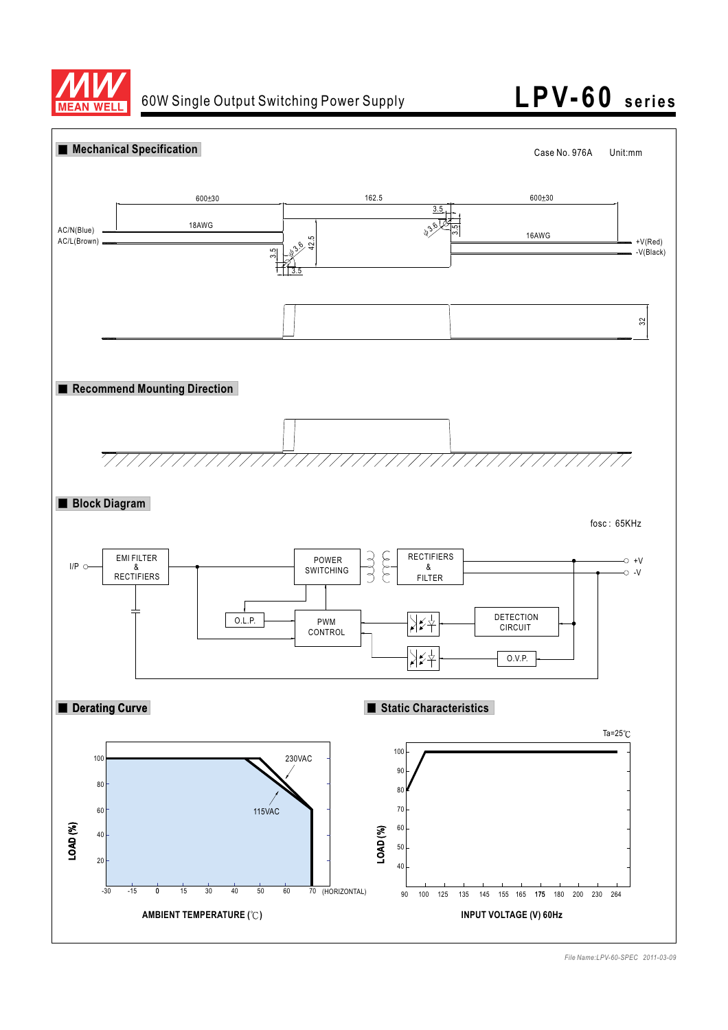60W Single Output Switching Power Supply

# LPV-60 series

## Mechanical Specification

Case No. 976A Unit:mm

600±30
162.5
600±30
18AWG
16AWG
AC/N(Blue)
AC/L(Brown)
+V(Red)
-V(Black)
3.5
ϕ3.6
42.5
3.5
3.5
ϕ3.6
3.5
32

## Recommend Mounting Direction

## Block Diagram

fosc : 65KHz

I/P
EMI FILTER & RECTIFIERS
POWER SWITCHING
RECTIFIERS & FILTER
+V
-V
O.L.P.
PWM CONTROL
DETECTION CIRCUIT
O.V.P.

## Derating Curve

LOAD (%)
100
80
60
40
20
230VAC
115VAC
-30 -15 0 15 30 40 50 60 70 (HORIZONTAL)
AMBIENT TEMPERATURE (℃)

## Static Characteristics

Ta=25℃

LOAD (%)
100
90
80
70
60
50
40
90 100 125 135 145 155 165 175 180 200 230 264
INPUT VOLTAGE (V) 60Hz

*File Name:LPV-60-SPEC 2011-03-09*